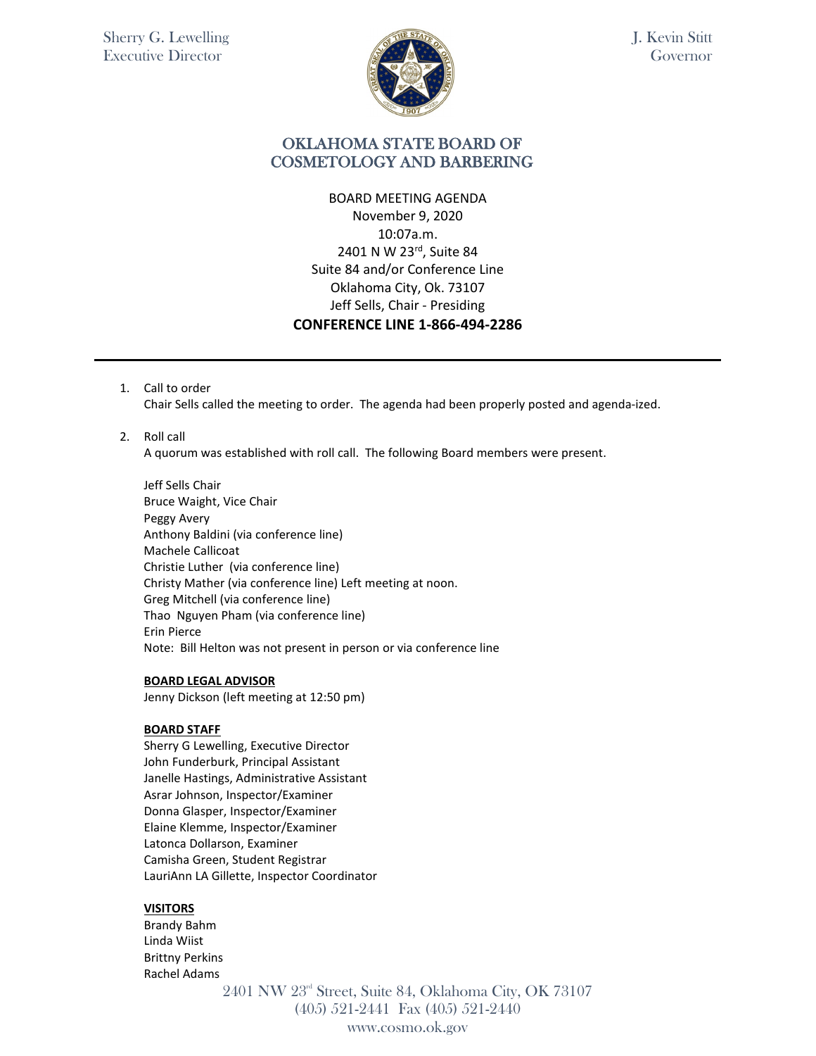Sherry G. Lewelling
Executive Director

J. Kevin Stitt
Governor

# OKLAHOMA STATE BOARD OF COSMETOLOGY AND BARBERING

BOARD MEETING AGENDA
November 9, 2020
10:07a.m.
2401 N W 23rd, Suite 84
Suite 84 and/or Conference Line
Oklahoma City, Ok. 73107
Jeff Sells, Chair - Presiding
**CONFERENCE LINE 1-866-494-2286**

---

1. Call to order
   Chair Sells called the meeting to order. The agenda had been properly posted and agenda-ized.

2. Roll call
   A quorum was established with roll call. The following Board members were present.

   Jeff Sells Chair
   Bruce Waight, Vice Chair
   Peggy Avery
   Anthony Baldini (via conference line)
   Machele Callicoat
   Christie Luther (via conference line)
   Christy Mather (via conference line) Left meeting at noon.
   Greg Mitchell (via conference line)
   Thao Nguyen Pham (via conference line)
   Erin Pierce
   Note: Bill Helton was not present in person or via conference line

   **BOARD LEGAL ADVISOR**
   Jenny Dickson (left meeting at 12:50 pm)

   **BOARD STAFF**
   Sherry G Lewelling, Executive Director
   John Funderburk, Principal Assistant
   Janelle Hastings, Administrative Assistant
   Asrar Johnson, Inspector/Examiner
   Donna Glasper, Inspector/Examiner
   Elaine Klemme, Inspector/Examiner
   Latonca Dollarson, Examiner
   Camisha Green, Student Registrar
   LauriAnn LA Gillette, Inspector Coordinator

   **VISITORS**
   Brandy Bahm
   Linda Wiist
   Brittny Perkins
   Rachel Adams

2401 NW 23rd Street, Suite 84, Oklahoma City, OK 73107
(405) 521-2441 Fax (405) 521-2440
www.cosmo.ok.gov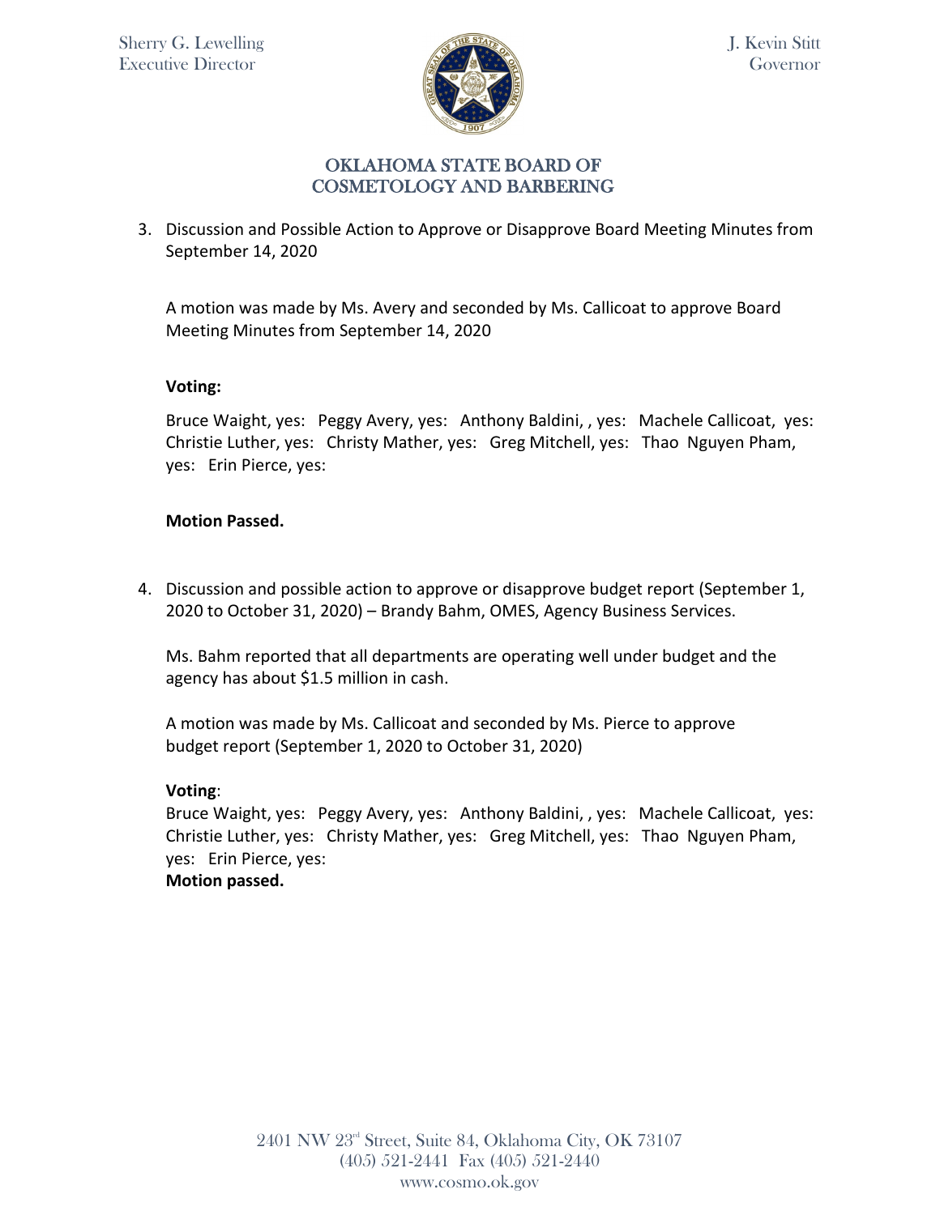3. Discussion and Possible Action to Approve or Disapprove Board Meeting Minutes from September 14, 2020

   A motion was made by Ms. Avery and seconded by Ms. Callicoat to approve Board Meeting Minutes from September 14, 2020

   **Voting:**

   Bruce Waight, yes: Peggy Avery, yes: Anthony Baldini, , yes: Machele Callicoat, yes: Christie Luther, yes: Christy Mather, yes: Greg Mitchell, yes: Thao Nguyen Pham, yes: Erin Pierce, yes:

   **Motion Passed.**

4. Discussion and possible action to approve or disapprove budget report (September 1, 2020 to October 31, 2020) – Brandy Bahm, OMES, Agency Business Services.

   Ms. Bahm reported that all departments are operating well under budget and the agency has about $1.5 million in cash.

   A motion was made by Ms. Callicoat and seconded by Ms. Pierce to approve budget report (September 1, 2020 to October 31, 2020)

   **Voting**:
   Bruce Waight, yes: Peggy Avery, yes: Anthony Baldini, , yes: Machele Callicoat, yes: Christie Luther, yes: Christy Mather, yes: Greg Mitchell, yes: Thao Nguyen Pham, yes: Erin Pierce, yes:
   **Motion passed.**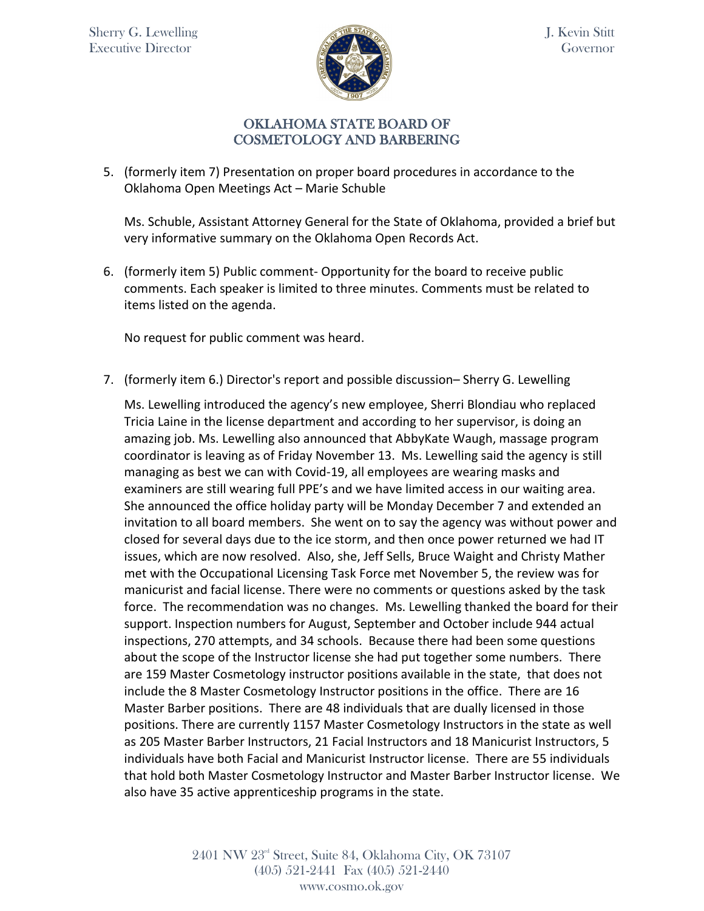5. (formerly item 7) Presentation on proper board procedures in accordance to the Oklahoma Open Meetings Act – Marie Schuble

   Ms. Schuble, Assistant Attorney General for the State of Oklahoma, provided a brief but very informative summary on the Oklahoma Open Records Act.

6. (formerly item 5) Public comment- Opportunity for the board to receive public comments. Each speaker is limited to three minutes. Comments must be related to items listed on the agenda.

   No request for public comment was heard.

7. (formerly item 6.) Director's report and possible discussion– Sherry G. Lewelling

   Ms. Lewelling introduced the agency's new employee, Sherri Blondiau who replaced Tricia Laine in the license department and according to her supervisor, is doing an amazing job. Ms. Lewelling also announced that AbbyKate Waugh, massage program coordinator is leaving as of Friday November 13. Ms. Lewelling said the agency is still managing as best we can with Covid-19, all employees are wearing masks and examiners are still wearing full PPE's and we have limited access in our waiting area. She announced the office holiday party will be Monday December 7 and extended an invitation to all board members. She went on to say the agency was without power and closed for several days due to the ice storm, and then once power returned we had IT issues, which are now resolved. Also, she, Jeff Sells, Bruce Waight and Christy Mather met with the Occupational Licensing Task Force met November 5, the review was for manicurist and facial license. There were no comments or questions asked by the task force. The recommendation was no changes. Ms. Lewelling thanked the board for their support. Inspection numbers for August, September and October include 944 actual inspections, 270 attempts, and 34 schools. Because there had been some questions about the scope of the Instructor license she had put together some numbers. There are 159 Master Cosmetology instructor positions available in the state, that does not include the 8 Master Cosmetology Instructor positions in the office. There are 16 Master Barber positions. There are 48 individuals that are dually licensed in those positions. There are currently 1157 Master Cosmetology Instructors in the state as well as 205 Master Barber Instructors, 21 Facial Instructors and 18 Manicurist Instructors, 5 individuals have both Facial and Manicurist Instructor license. There are 55 individuals that hold both Master Cosmetology Instructor and Master Barber Instructor license. We also have 35 active apprenticeship programs in the state.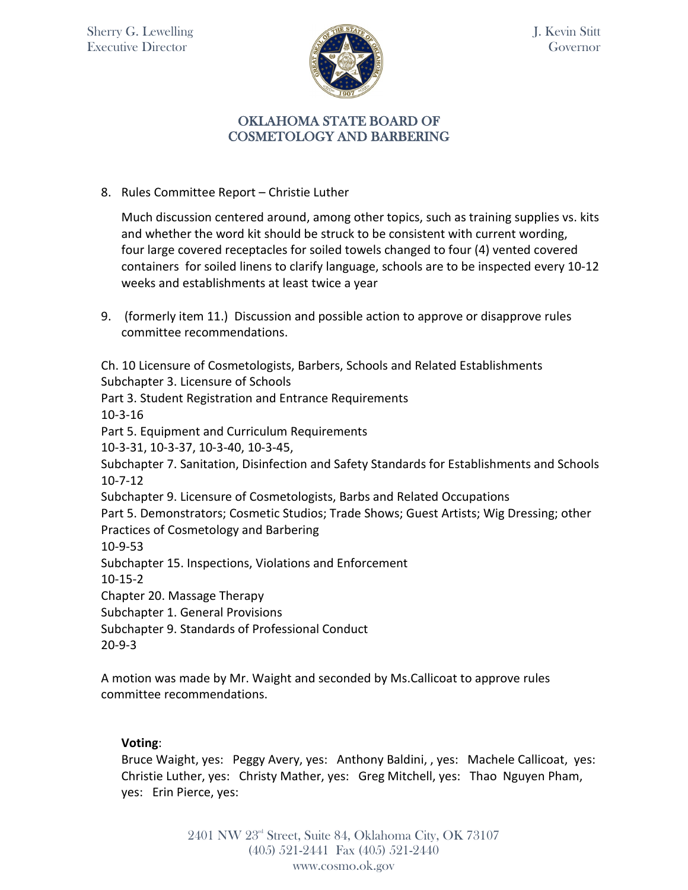8. Rules Committee Report – Christie Luther

   Much discussion centered around, among other topics, such as training supplies vs. kits and whether the word kit should be struck to be consistent with current wording, four large covered receptacles for soiled towels changed to four (4) vented covered containers for soiled linens to clarify language, schools are to be inspected every 10-12 weeks and establishments at least twice a year

9. (formerly item 11.) Discussion and possible action to approve or disapprove rules committee recommendations.

Ch. 10 Licensure of Cosmetologists, Barbers, Schools and Related Establishments
Subchapter 3. Licensure of Schools
Part 3. Student Registration and Entrance Requirements
10-3-16
Part 5. Equipment and Curriculum Requirements
10-3-31, 10-3-37, 10-3-40, 10-3-45,
Subchapter 7. Sanitation, Disinfection and Safety Standards for Establishments and Schools
10-7-12
Subchapter 9. Licensure of Cosmetologists, Barbs and Related Occupations
Part 5. Demonstrators; Cosmetic Studios; Trade Shows; Guest Artists; Wig Dressing; other Practices of Cosmetology and Barbering
10-9-53
Subchapter 15. Inspections, Violations and Enforcement
10-15-2
Chapter 20. Massage Therapy
Subchapter 1. General Provisions
Subchapter 9. Standards of Professional Conduct
20-9-3

A motion was made by Mr. Waight and seconded by Ms.Callicoat to approve rules committee recommendations.

**Voting**:
Bruce Waight, yes: Peggy Avery, yes: Anthony Baldini, , yes: Machele Callicoat, yes: Christie Luther, yes: Christy Mather, yes: Greg Mitchell, yes: Thao Nguyen Pham, yes: Erin Pierce, yes: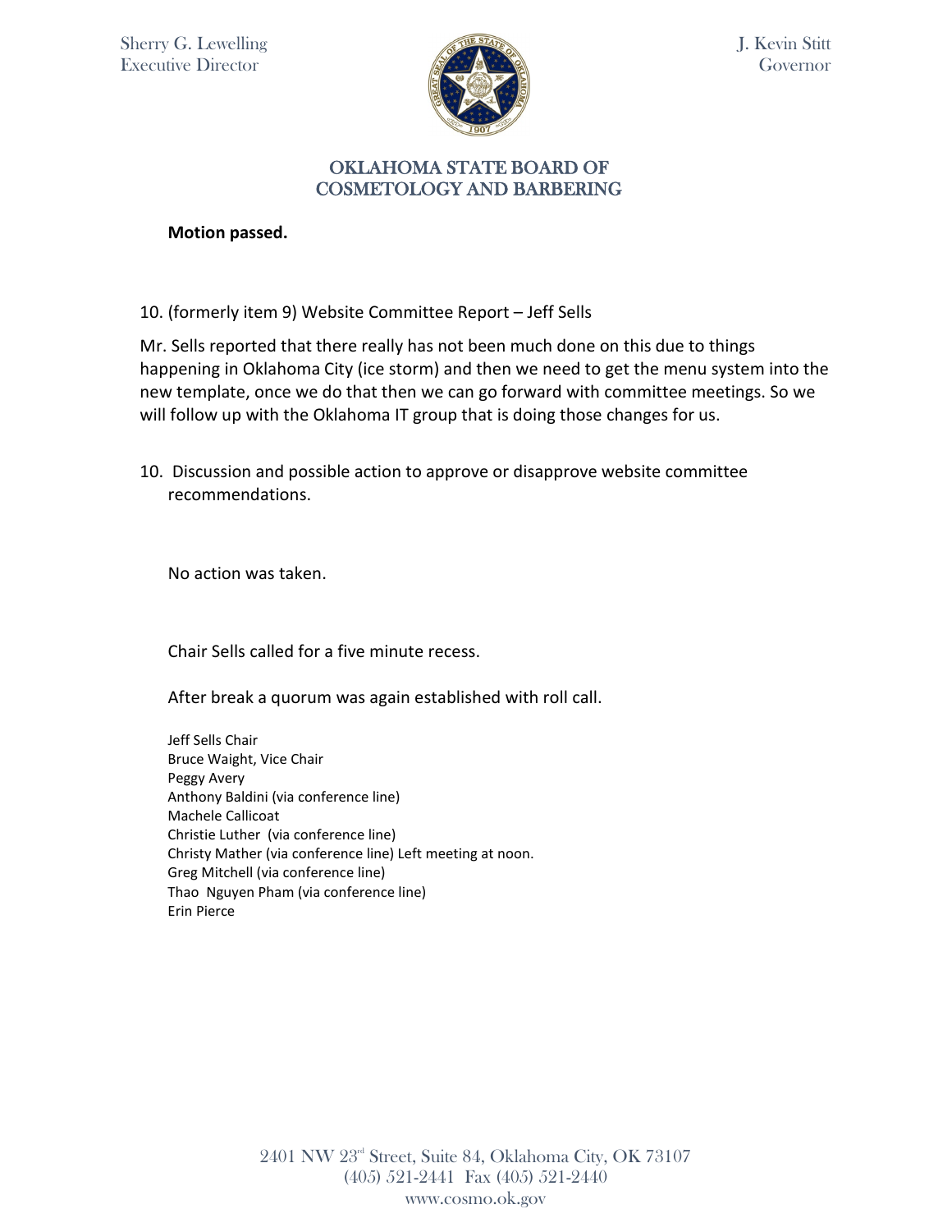**Motion passed.**

10. (formerly item 9) Website Committee Report – Jeff Sells

Mr. Sells reported that there really has not been much done on this due to things happening in Oklahoma City (ice storm) and then we need to get the menu system into the new template, once we do that then we can go forward with committee meetings. So we will follow up with the Oklahoma IT group that is doing those changes for us.

10. Discussion and possible action to approve or disapprove website committee recommendations.

No action was taken.

Chair Sells called for a five minute recess.

After break a quorum was again established with roll call.

Jeff Sells Chair
Bruce Waight, Vice Chair
Peggy Avery
Anthony Baldini (via conference line)
Machele Callicoat
Christie Luther (via conference line)
Christy Mather (via conference line) Left meeting at noon.
Greg Mitchell (via conference line)
Thao Nguyen Pham (via conference line)
Erin Pierce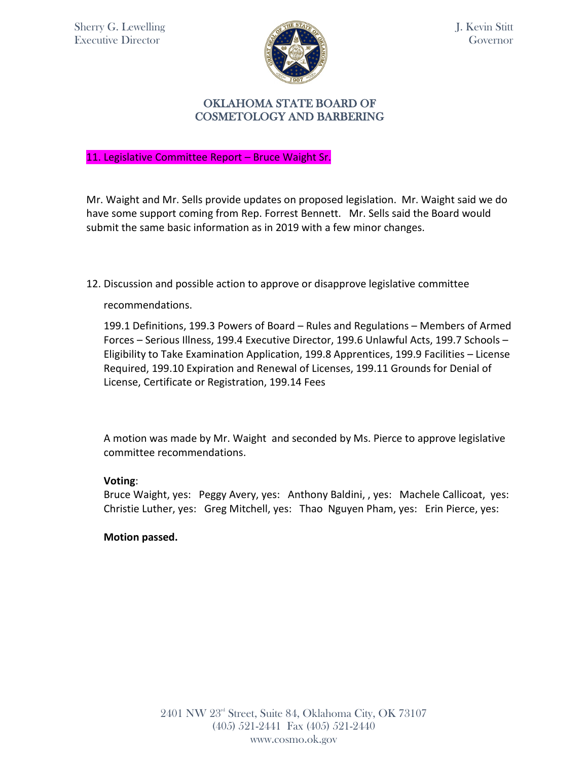# OKLAHOMA STATE BOARD OF COSMETOLOGY AND BARBERING

Sherry G. Lewelling
Executive Director

J. Kevin Stitt
Governor

11. Legislative Committee Report – Bruce Waight Sr.

Mr. Waight and Mr. Sells provide updates on proposed legislation. Mr. Waight said we do have some support coming from Rep. Forrest Bennett. Mr. Sells said the Board would submit the same basic information as in 2019 with a few minor changes.

12. Discussion and possible action to approve or disapprove legislative committee recommendations.

    199.1 Definitions, 199.3 Powers of Board – Rules and Regulations – Members of Armed Forces – Serious Illness, 199.4 Executive Director, 199.6 Unlawful Acts, 199.7 Schools – Eligibility to Take Examination Application, 199.8 Apprentices, 199.9 Facilities – License Required, 199.10 Expiration and Renewal of Licenses, 199.11 Grounds for Denial of License, Certificate or Registration, 199.14 Fees

    A motion was made by Mr. Waight and seconded by Ms. Pierce to approve legislative committee recommendations.

    **Voting**:
    Bruce Waight, yes: Peggy Avery, yes: Anthony Baldini, , yes: Machele Callicoat, yes: Christie Luther, yes: Greg Mitchell, yes: Thao Nguyen Pham, yes: Erin Pierce, yes:

    **Motion passed.**

2401 NW 23rd Street, Suite 84, Oklahoma City, OK 73107
(405) 521-2441 Fax (405) 521-2440
www.cosmo.ok.gov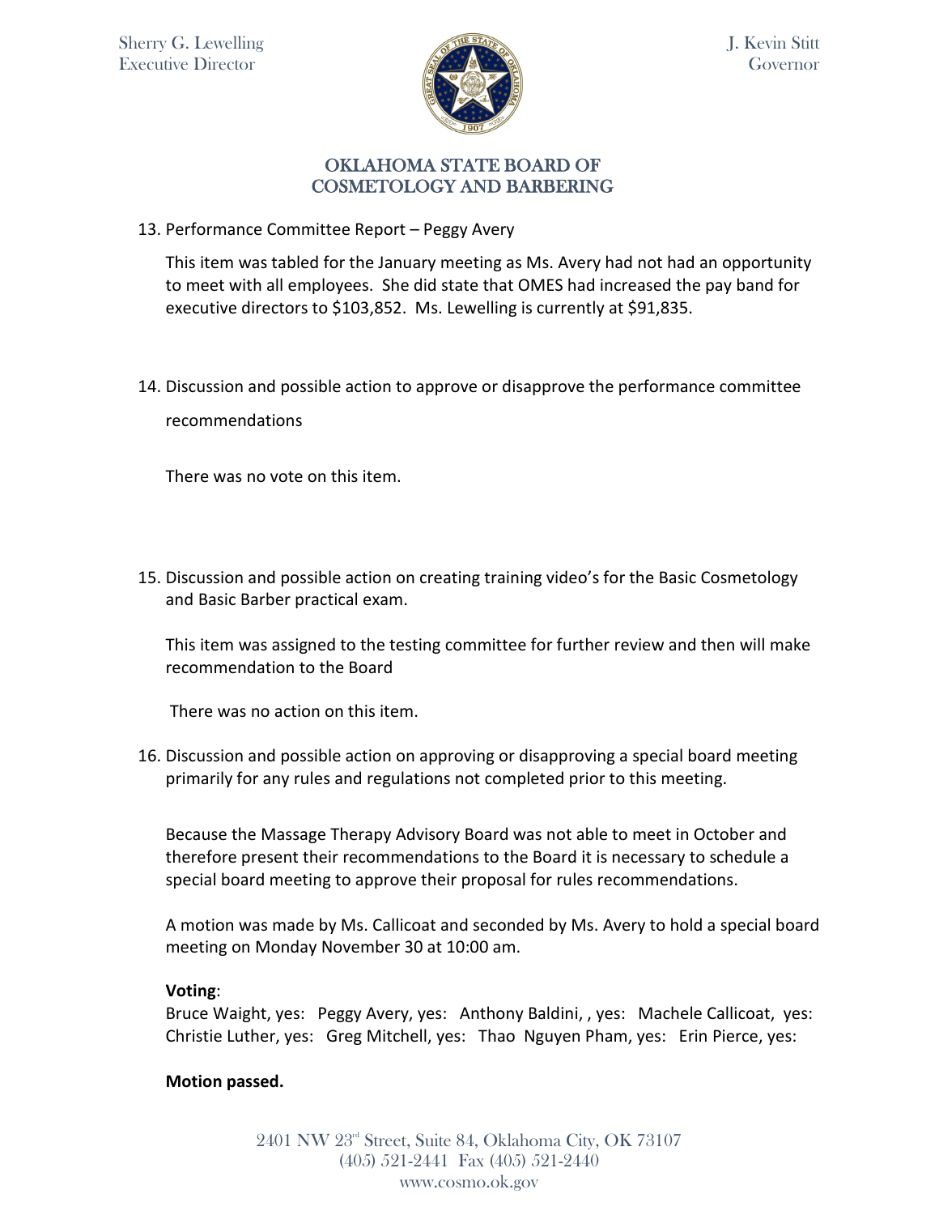13. Performance Committee Report – Peggy Avery

    This item was tabled for the January meeting as Ms. Avery had not had an opportunity to meet with all employees. She did state that OMES had increased the pay band for executive directors to $103,852. Ms. Lewelling is currently at $91,835.

14. Discussion and possible action to approve or disapprove the performance committee recommendations

    There was no vote on this item.

15. Discussion and possible action on creating training video's for the Basic Cosmetology and Basic Barber practical exam.

    This item was assigned to the testing committee for further review and then will make recommendation to the Board

    There was no action on this item.

16. Discussion and possible action on approving or disapproving a special board meeting primarily for any rules and regulations not completed prior to this meeting.

    Because the Massage Therapy Advisory Board was not able to meet in October and therefore present their recommendations to the Board it is necessary to schedule a special board meeting to approve their proposal for rules recommendations.

    A motion was made by Ms. Callicoat and seconded by Ms. Avery to hold a special board meeting on Monday November 30 at 10:00 am.

    **Voting**:
    Bruce Waight, yes: Peggy Avery, yes: Anthony Baldini, , yes: Machele Callicoat, yes: Christie Luther, yes: Greg Mitchell, yes: Thao Nguyen Pham, yes: Erin Pierce, yes:

    **Motion passed.**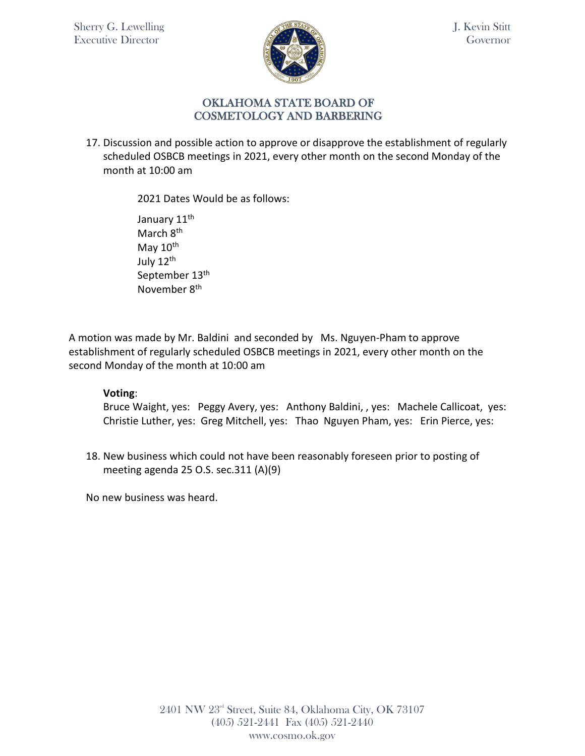17. Discussion and possible action to approve or disapprove the establishment of regularly scheduled OSBCB meetings in 2021, every other month on the second Monday of the month at 10:00 am

    2021 Dates Would be as follows:

    January 11th
    March 8th
    May 10th
    July 12th
    September 13th
    November 8th

A motion was made by Mr. Baldini and seconded by Ms. Nguyen-Pham to approve establishment of regularly scheduled OSBCB meetings in 2021, every other month on the second Monday of the month at 10:00 am

**Voting**:
Bruce Waight, yes: Peggy Avery, yes: Anthony Baldini, , yes: Machele Callicoat, yes: Christie Luther, yes: Greg Mitchell, yes: Thao Nguyen Pham, yes: Erin Pierce, yes:

18. New business which could not have been reasonably foreseen prior to posting of meeting agenda 25 O.S. sec.311 (A)(9)

No new business was heard.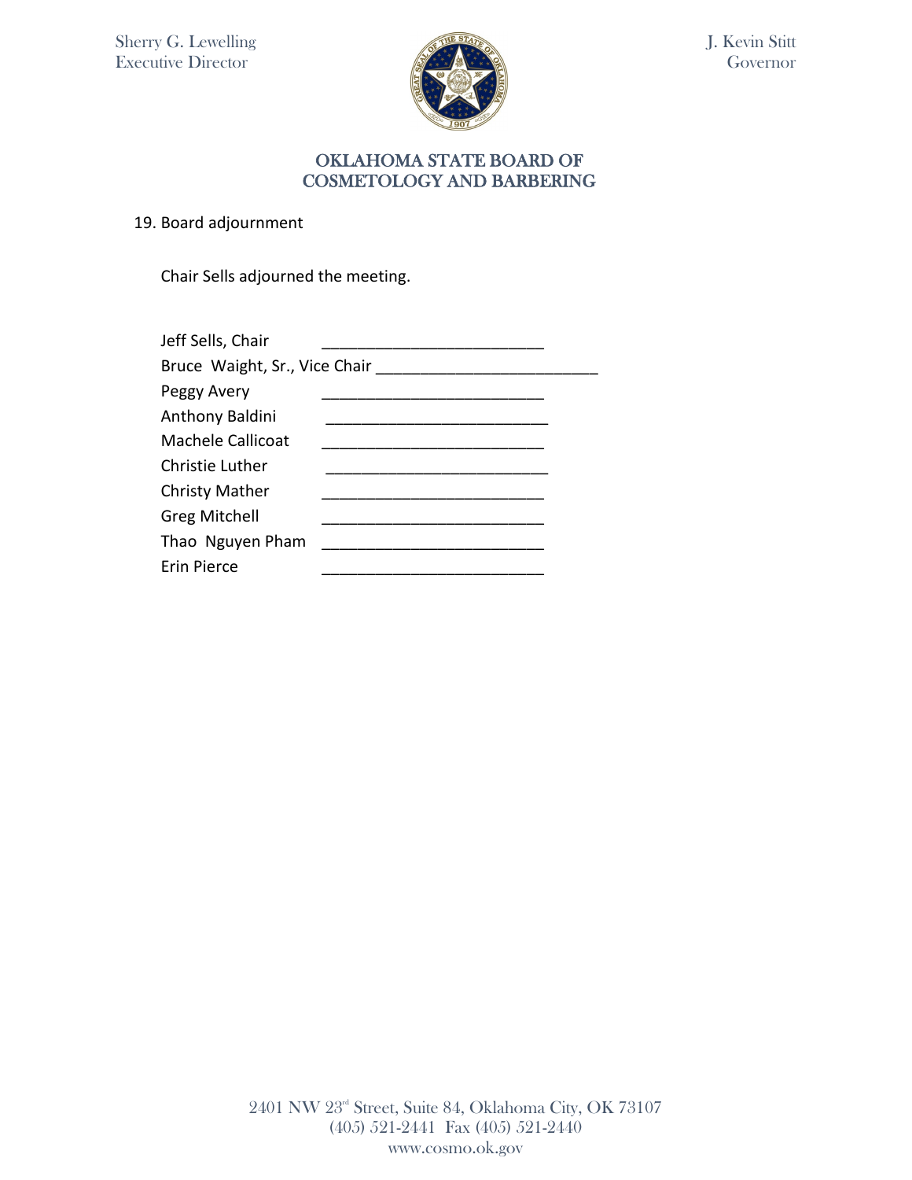19. Board adjournment

Chair Sells adjourned the meeting.

Jeff Sells, Chair \_\_\_\_\_\_\_\_\_\_\_\_\_\_\_\_\_\_\_\_\_\_\_\_\_\_

Bruce Waight, Sr., Vice Chair \_\_\_\_\_\_\_\_\_\_\_\_\_\_\_\_\_\_\_\_\_\_\_\_\_\_

Peggy Avery \_\_\_\_\_\_\_\_\_\_\_\_\_\_\_\_\_\_\_\_\_\_\_\_\_\_

Anthony Baldini \_\_\_\_\_\_\_\_\_\_\_\_\_\_\_\_\_\_\_\_\_\_\_\_\_\_

Machele Callicoat \_\_\_\_\_\_\_\_\_\_\_\_\_\_\_\_\_\_\_\_\_\_\_\_\_\_

Christie Luther \_\_\_\_\_\_\_\_\_\_\_\_\_\_\_\_\_\_\_\_\_\_\_\_\_\_

Christy Mather \_\_\_\_\_\_\_\_\_\_\_\_\_\_\_\_\_\_\_\_\_\_\_\_\_\_

Greg Mitchell \_\_\_\_\_\_\_\_\_\_\_\_\_\_\_\_\_\_\_\_\_\_\_\_\_\_

Thao Nguyen Pham \_\_\_\_\_\_\_\_\_\_\_\_\_\_\_\_\_\_\_\_\_\_\_\_\_\_

Erin Pierce \_\_\_\_\_\_\_\_\_\_\_\_\_\_\_\_\_\_\_\_\_\_\_\_\_\_